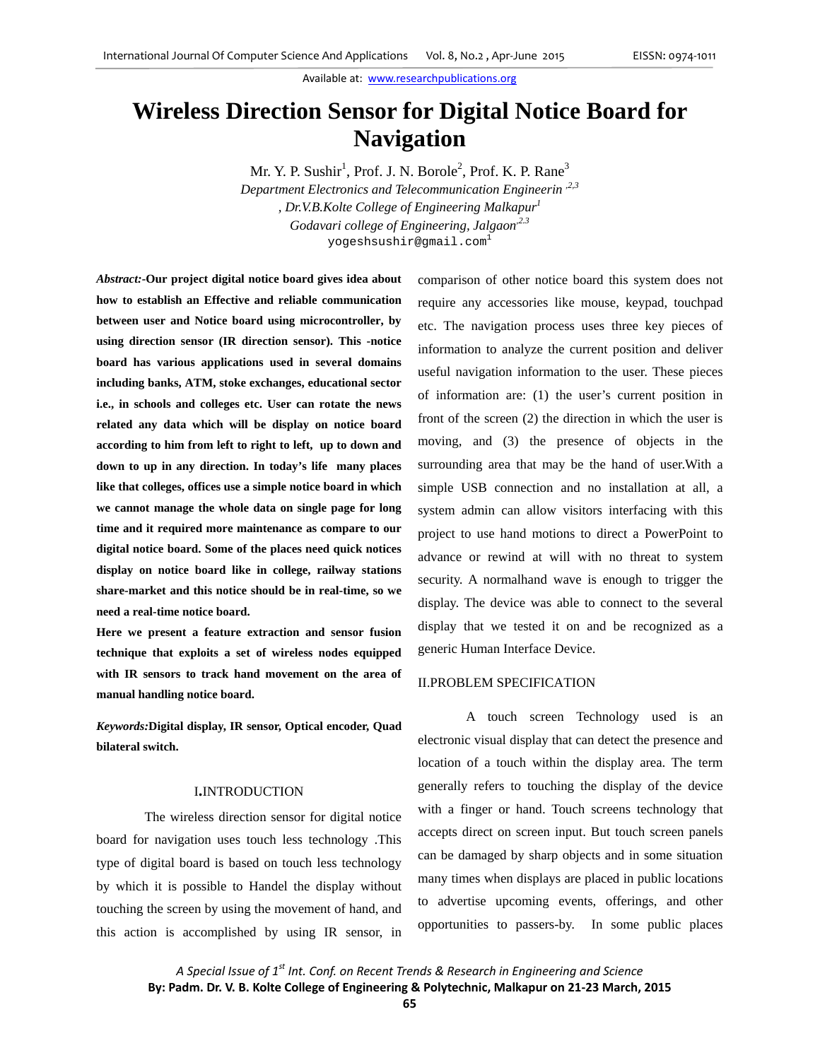Available at: www.researchpublications.org

# Wireless Direction Sensor for Digital Notice Board for Navigation

Mr. Y. P. Sushir[1], Prof. J. N. Borole[2], Prof. K. P. Rane[3]

*Department Electronics and Telecommunication Engineerin [,2,3]*

*, Dr.V.B.Kolte College of Engineering Malkapur[1]*

*Godavari college of Engineering, Jalgaon[,2,3]*

yogeshsushir@gmail.com[1]

***Abstract:*-Our project digital notice board gives idea about how to establish an Effective and reliable communication between user and Notice board using microcontroller, by using direction sensor (IR direction sensor). This -notice board has various applications used in several domains including banks, ATM, stoke exchanges, educational sector i.e., in schools and colleges etc. User can rotate the news related any data which will be display on notice board according to him from left to right to left, up to down and down to up in any direction. In today's life many places like that colleges, offices use a simple notice board in which we cannot manage the whole data on single page for long time and it required more maintenance as compare to our digital notice board. Some of the places need quick notices display on notice board like in college, railway stations share-market and this notice should be in real-time, so we need a real-time notice board.**

**Here we present a feature extraction and sensor fusion technique that exploits a set of wireless nodes equipped with IR sensors to track hand movement on the area of manual handling notice board.**

***Keywords:*Digital display, IR sensor, Optical encoder, Quad bilateral switch.**

## I.INTRODUCTION

The wireless direction sensor for digital notice board for navigation uses touch less technology .This type of digital board is based on touch less technology by which it is possible to Handel the display without touching the screen by using the movement of hand, and this action is accomplished by using IR sensor, in comparison of other notice board this system does not require any accessories like mouse, keypad, touchpad etc. The navigation process uses three key pieces of information to analyze the current position and deliver useful navigation information to the user. These pieces of information are: (1) the user's current position in front of the screen (2) the direction in which the user is moving, and (3) the presence of objects in the surrounding area that may be the hand of user.With a simple USB connection and no installation at all, a system admin can allow visitors interfacing with this project to use hand motions to direct a PowerPoint to advance or rewind at will with no threat to system security. A normalhand wave is enough to trigger the display. The device was able to connect to the several display that we tested it on and be recognized as a generic Human Interface Device.

## II.PROBLEM SPECIFICATION

A touch screen Technology used is an electronic visual display that can detect the presence and location of a touch within the display area. The term generally refers to touching the display of the device with a finger or hand. Touch screens technology that accepts direct on screen input. But touch screen panels can be damaged by sharp objects and in some situation many times when displays are placed in public locations to advertise upcoming events, offerings, and other opportunities to passers-by. In some public places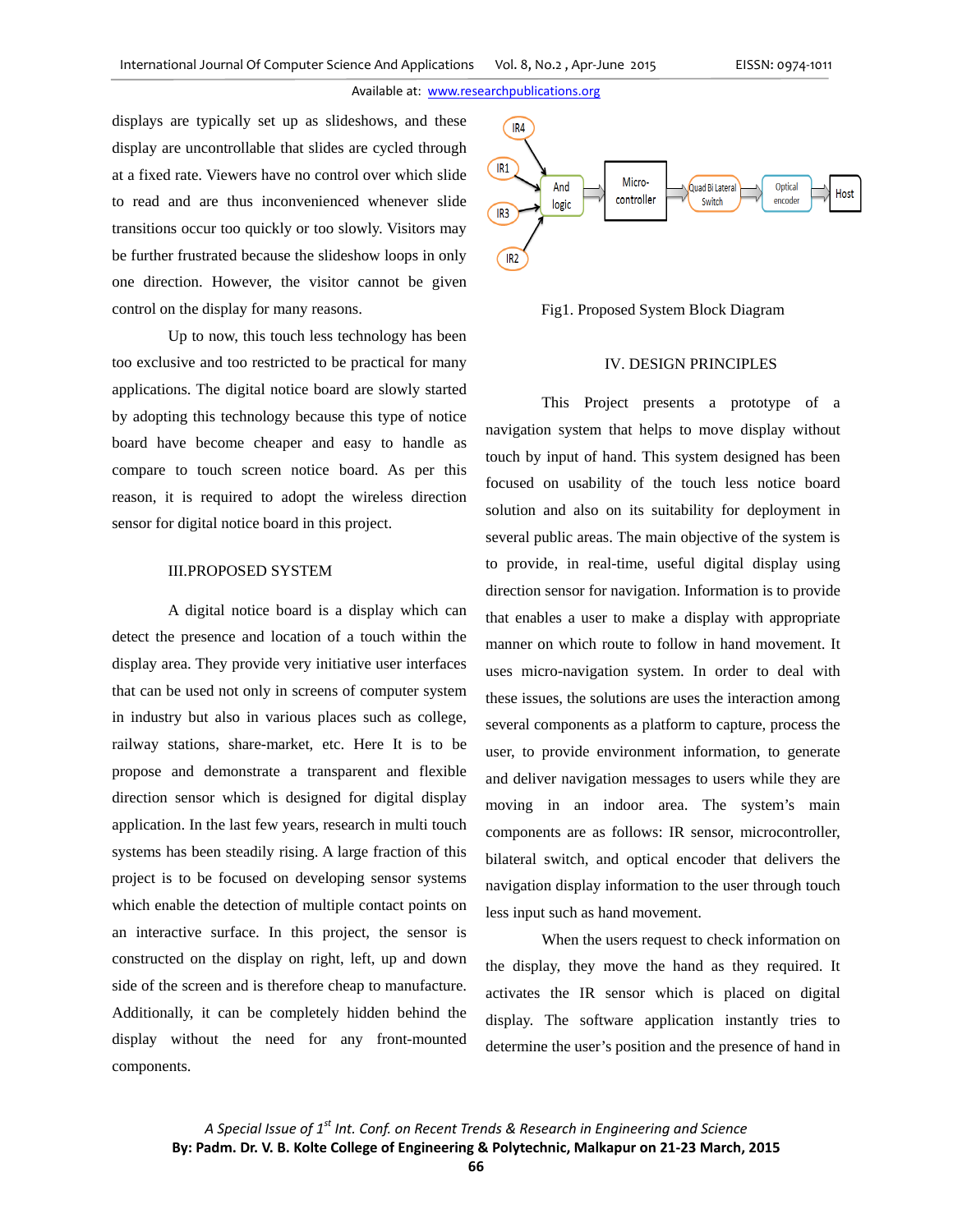displays are typically set up as slideshows, and these display are uncontrollable that slides are cycled through at a fixed rate. Viewers have no control over which slide to read and are thus inconvenienced whenever slide transitions occur too quickly or too slowly. Visitors may be further frustrated because the slideshow loops in only one direction. However, the visitor cannot be given control on the display for many reasons.

Up to now, this touch less technology has been too exclusive and too restricted to be practical for many applications. The digital notice board are slowly started by adopting this technology because this type of notice board have become cheaper and easy to handle as compare to touch screen notice board. As per this reason, it is required to adopt the wireless direction sensor for digital notice board in this project.

## III.PROPOSED SYSTEM

A digital notice board is a display which can detect the presence and location of a touch within the display area. They provide very initiative user interfaces that can be used not only in screens of computer system in industry but also in various places such as college, railway stations, share-market, etc. Here It is to be propose and demonstrate a transparent and flexible direction sensor which is designed for digital display application. In the last few years, research in multi touch systems has been steadily rising. A large fraction of this project is to be focused on developing sensor systems which enable the detection of multiple contact points on an interactive surface. In this project, the sensor is constructed on the display on right, left, up and down side of the screen and is therefore cheap to manufacture. Additionally, it can be completely hidden behind the display without the need for any front-mounted components.

IR4, IR1, IR3, IR2 → And logic → Micro-controller → Quad Bi Lateral Switch → Optical encoder → Host

Fig1. Proposed System Block Diagram

## IV. DESIGN PRINCIPLES

This Project presents a prototype of a navigation system that helps to move display without touch by input of hand. This system designed has been focused on usability of the touch less notice board solution and also on its suitability for deployment in several public areas. The main objective of the system is to provide, in real-time, useful digital display using direction sensor for navigation. Information is to provide that enables a user to make a display with appropriate manner on which route to follow in hand movement. It uses micro-navigation system. In order to deal with these issues, the solutions are uses the interaction among several components as a platform to capture, process the user, to provide environment information, to generate and deliver navigation messages to users while they are moving in an indoor area. The system's main components are as follows: IR sensor, microcontroller, bilateral switch, and optical encoder that delivers the navigation display information to the user through touch less input such as hand movement.

When the users request to check information on the display, they move the hand as they required. It activates the IR sensor which is placed on digital display. The software application instantly tries to determine the user's position and the presence of hand in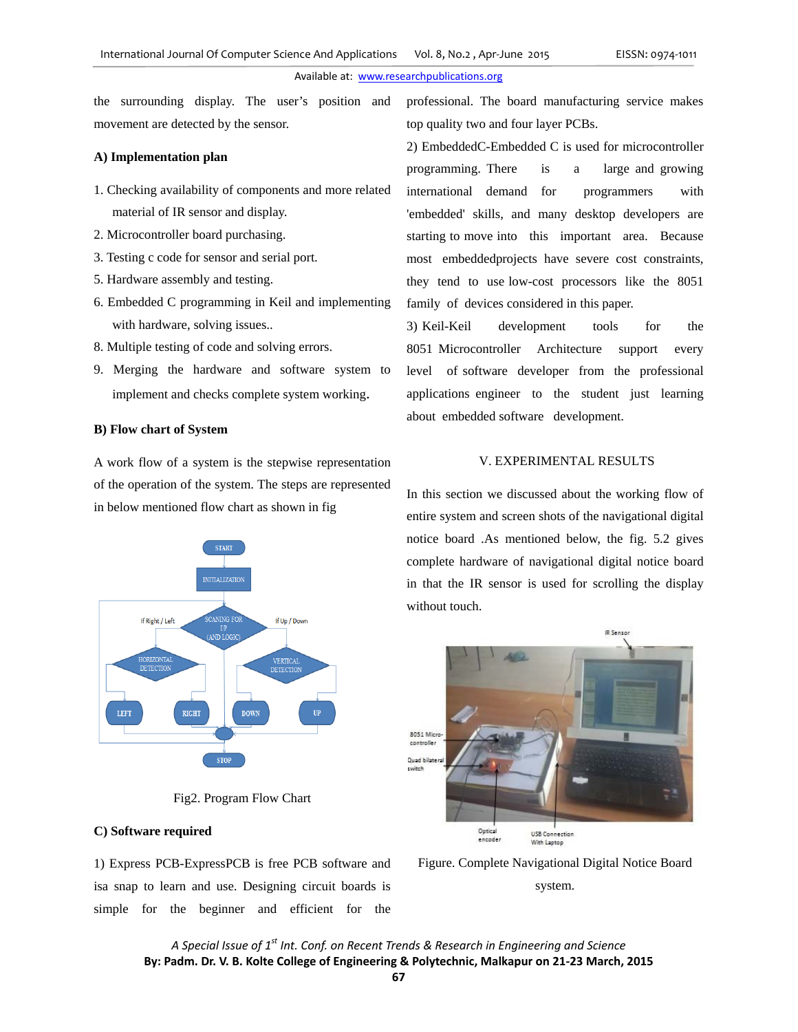the surrounding display. The user's position and movement are detected by the sensor.

### A) Implementation plan

1. Checking availability of components and more related material of IR sensor and display.
2. Microcontroller board purchasing.
3. Testing c code for sensor and serial port.
5. Hardware assembly and testing.
6. Embedded C programming in Keil and implementing with hardware, solving issues..
8. Multiple testing of code and solving errors.
9. Merging the hardware and software system to implement and checks complete system working.

### B) Flow chart of System

A work flow of a system is the stepwise representation of the operation of the system. The steps are represented in below mentioned flow chart as shown in fig

Fig2. Program Flow Chart

### C) Software required

1) Express PCB-ExpressPCB is free PCB software and isa snap to learn and use. Designing circuit boards is simple for the beginner and efficient for the professional. The board manufacturing service makes top quality two and four layer PCBs.

2) EmbeddedC-Embedded C is used for microcontroller programming. There is a large and growing international demand for programmers with 'embedded' skills, and many desktop developers are starting to move into this important area. Because most embeddedprojects have severe cost constraints, they tend to use low-cost processors like the 8051 family of devices considered in this paper.

3) Keil-Keil development tools for the 8051 Microcontroller Architecture support every level of software developer from the professional applications engineer to the student just learning about embedded software development.

## V. EXPERIMENTAL RESULTS

In this section we discussed about the working flow of entire system and screen shots of the navigational digital notice board .As mentioned below, the fig. 5.2 gives complete hardware of navigational digital notice board in that the IR sensor is used for scrolling the display without touch.

Figure. Complete Navigational Digital Notice Board system.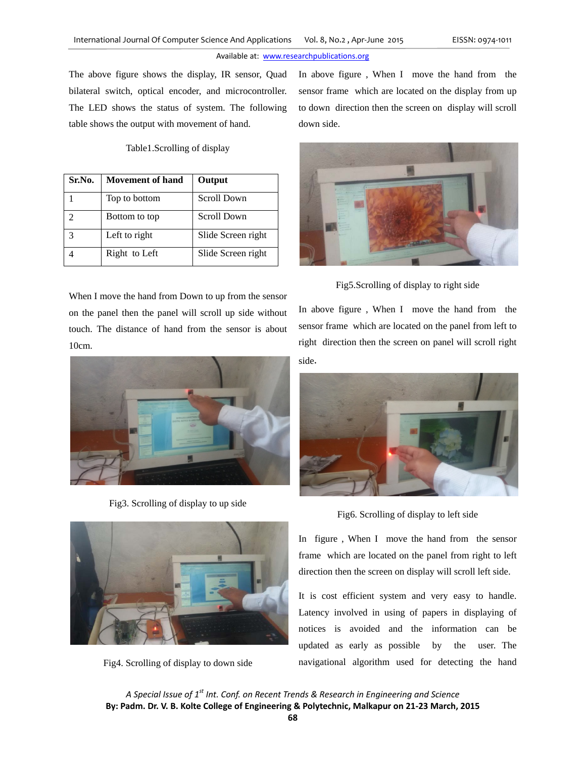The above figure shows the display, IR sensor, Quad bilateral switch, optical encoder, and microcontroller. The LED shows the status of system. The following table shows the output with movement of hand.

Table1.Scrolling of display

| Sr.No. | Movement of hand | Output |
|---|---|---|
| 1 | Top to bottom | Scroll Down |
| 2 | Bottom to top | Scroll Down |
| 3 | Left to right | Slide Screen right |
| 4 | Right to Left | Slide Screen right |

When I move the hand from Down to up from the sensor on the panel then the panel will scroll up side without touch. The distance of hand from the sensor is about 10cm.

Fig3. Scrolling of display to up side

Fig4. Scrolling of display to down side

In above figure , When I move the hand from the sensor frame which are located on the display from up to down direction then the screen on display will scroll down side.

Fig5.Scrolling of display to right side

In above figure , When I move the hand from the sensor frame which are located on the panel from left to right direction then the screen on panel will scroll right side.

Fig6. Scrolling of display to left side

In figure , When I move the hand from the sensor frame which are located on the panel from right to left direction then the screen on display will scroll left side.

It is cost efficient system and very easy to handle. Latency involved in using of papers in displaying of notices is avoided and the information can be updated as early as possible by the user. The navigational algorithm used for detecting the hand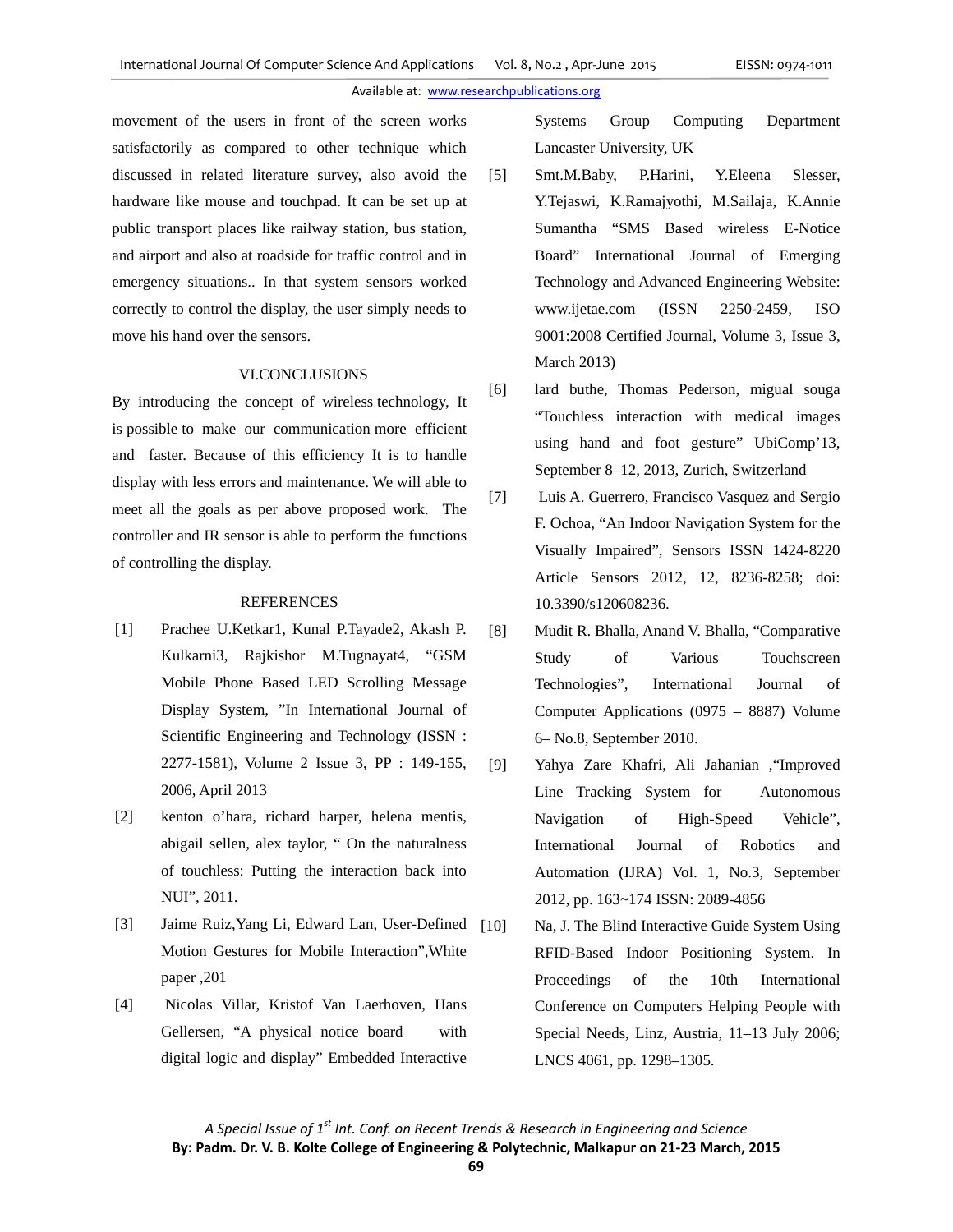movement of the users in front of the screen works satisfactorily as compared to other technique which discussed in related literature survey, also avoid the hardware like mouse and touchpad. It can be set up at public transport places like railway station, bus station, and airport and also at roadside for traffic control and in emergency situations.. In that system sensors worked correctly to control the display, the user simply needs to move his hand over the sensors.

## VI.CONCLUSIONS

By introducing the concept of wireless technology, It is possible to make our communication more efficient and faster. Because of this efficiency It is to handle display with less errors and maintenance. We will able to meet all the goals as per above proposed work. The controller and IR sensor is able to perform the functions of controlling the display.

## REFERENCES

[1] Prachee U.Ketkar1, Kunal P.Tayade2, Akash P. Kulkarni3, Rajkishor M.Tugnayat4, "GSM Mobile Phone Based LED Scrolling Message Display System, "In International Journal of Scientific Engineering and Technology (ISSN : 2277-1581), Volume 2 Issue 3, PP : 149-155, 2006, April 2013

[2] kenton o'hara, richard harper, helena mentis, abigail sellen, alex taylor, " On the naturalness of touchless: Putting the interaction back into NUI", 2011.

[3] Jaime Ruiz,Yang Li, Edward Lan, User-Defined Motion Gestures for Mobile Interaction",White paper ,201

[4] Nicolas Villar, Kristof Van Laerhoven, Hans Gellersen, "A physical notice board with digital logic and display" Embedded Interactive Systems Group Computing Department Lancaster University, UK

[5] Smt.M.Baby, P.Harini, Y.Eleena Slesser, Y.Tejaswi, K.Ramajyothi, M.Sailaja, K.Annie Sumantha "SMS Based wireless E-Notice Board" International Journal of Emerging Technology and Advanced Engineering Website: www.ijetae.com (ISSN 2250-2459, ISO 9001:2008 Certified Journal, Volume 3, Issue 3, March 2013)

[6] lard buthe, Thomas Pederson, migual souga "Touchless interaction with medical images using hand and foot gesture" UbiComp'13, September 8–12, 2013, Zurich, Switzerland

[7] Luis A. Guerrero, Francisco Vasquez and Sergio F. Ochoa, "An Indoor Navigation System for the Visually Impaired", Sensors ISSN 1424-8220 Article Sensors 2012, 12, 8236-8258; doi: 10.3390/s120608236.

[8] Mudit R. Bhalla, Anand V. Bhalla, "Comparative Study of Various Touchscreen Technologies", International Journal of Computer Applications (0975 – 8887) Volume 6– No.8, September 2010.

[9] Yahya Zare Khafri, Ali Jahanian ,"Improved Line Tracking System for Autonomous Navigation of High-Speed Vehicle", International Journal of Robotics and Automation (IJRA) Vol. 1, No.3, September 2012, pp. 163~174 ISSN: 2089-4856

[10] Na, J. The Blind Interactive Guide System Using RFID-Based Indoor Positioning System. In Proceedings of the 10th International Conference on Computers Helping People with Special Needs, Linz, Austria, 11–13 July 2006; LNCS 4061, pp. 1298–1305.